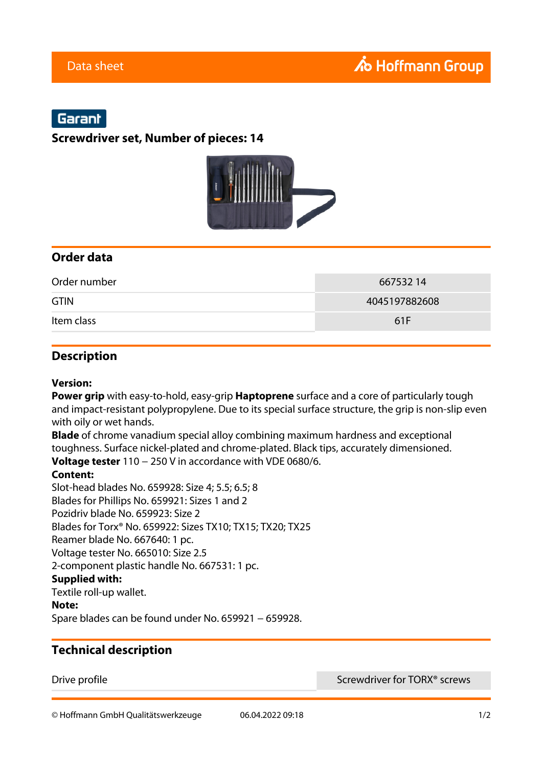Data sheet

Hoffmann Group

Garant

# Screwdriver set, Number of pieces: 14

## Order data

| | |
|---|---|
| Order number | 667532 14 |
| GTIN | 4045197882608 |
| Item class | 61F |

## Description

**Version:**
**Power grip** with easy-to-hold, easy-grip **Haptoprene** surface and a core of particularly tough and impact-resistant polypropylene. Due to its special surface structure, the grip is non-slip even with oily or wet hands.
**Blade** of chrome vanadium special alloy combining maximum hardness and exceptional toughness. Surface nickel-plated and chrome-plated. Black tips, accurately dimensioned.
**Voltage tester** 110 – 250 V in accordance with VDE 0680/6.
**Content:**
Slot-head blades No. 659928: Size 4; 5.5; 6.5; 8
Blades for Phillips No. 659921: Sizes 1 and 2
Pozidriv blade No. 659923: Size 2
Blades for Torx® No. 659922: Sizes TX10; TX15; TX20; TX25
Reamer blade No. 667640: 1 pc.
Voltage tester No. 665010: Size 2.5
2-component plastic handle No. 667531: 1 pc.
**Supplied with:**
Textile roll-up wallet.
**Note:**
Spare blades can be found under No. 659921 – 659928.

## Technical description

| | |
|---|---|
| Drive profile | Screwdriver for TORX® screws |

© Hoffmann GmbH Qualitätswerkzeuge 06.04.2022 09:18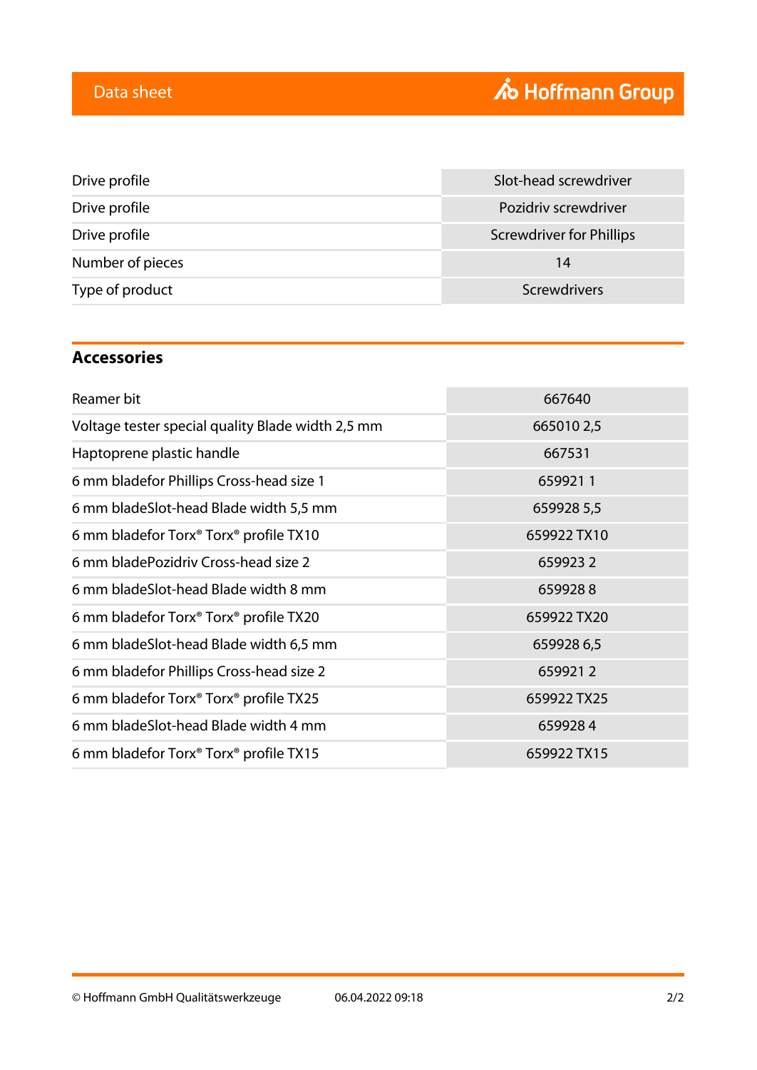| | |
|---|---|
| Drive profile | Slot-head screwdriver |
| Drive profile | Pozidriv screwdriver |
| Drive profile | Screwdriver for Phillips |
| Number of pieces | 14 |
| Type of product | Screwdrivers |

## Accessories

| | |
|---|---|
| Reamer bit | 667640 |
| Voltage tester special quality Blade width 2,5 mm | 665010 2,5 |
| Haptoprene plastic handle | 667531 |
| 6 mm bladefor Phillips Cross-head size 1 | 659921 1 |
| 6 mm bladeSlot-head Blade width 5,5 mm | 659928 5,5 |
| 6 mm bladefor Torx® Torx® profile TX10 | 659922 TX10 |
| 6 mm bladePozidriv Cross-head size 2 | 659923 2 |
| 6 mm bladeSlot-head Blade width 8 mm | 659928 8 |
| 6 mm bladefor Torx® Torx® profile TX20 | 659922 TX20 |
| 6 mm bladeSlot-head Blade width 6,5 mm | 659928 6,5 |
| 6 mm bladefor Phillips Cross-head size 2 | 659921 2 |
| 6 mm bladefor Torx® Torx® profile TX25 | 659922 TX25 |
| 6 mm bladeSlot-head Blade width 4 mm | 659928 4 |
| 6 mm bladefor Torx® Torx® profile TX15 | 659922 TX15 |